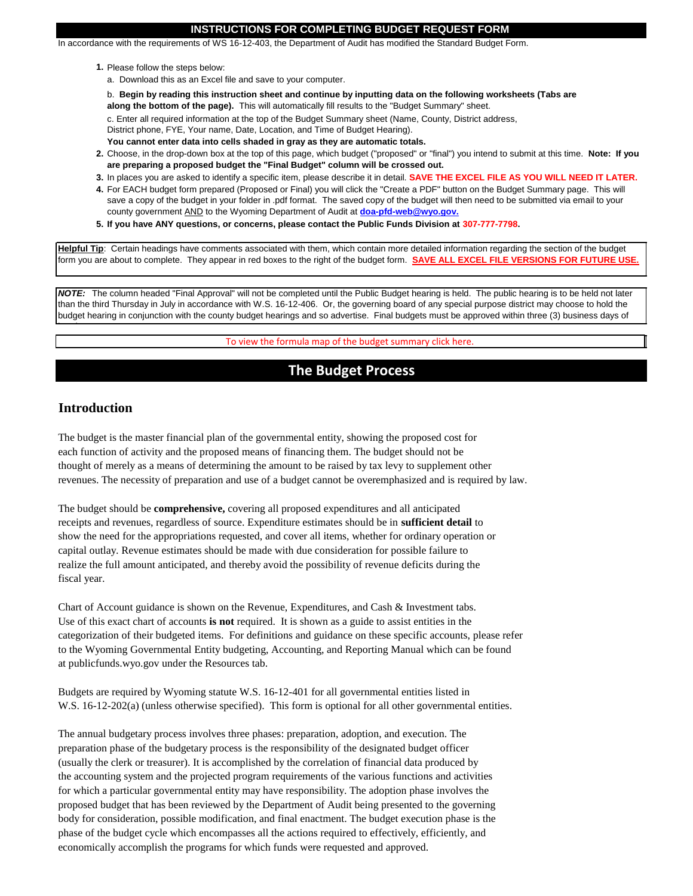## INSTRUCTIONS FOR COMPLETING BUDGET REQUEST FORM

In accordance with the requirements of WS 16-12-403, the Department of Audit has modified the Standard Budget Form.

1. Please follow the steps below:
   a. Download this as an Excel file and save to your computer.
   b. **Begin by reading this instruction sheet and continue by inputting data on the following worksheets (Tabs are along the bottom of the page).** This will automatically fill results to the "Budget Summary" sheet.
   c. Enter all required information at the top of the Budget Summary sheet (Name, County, District address, District phone, FYE, Your name, Date, Location, and Time of Budget Hearing).
   **You cannot enter data into cells shaded in gray as they are automatic totals.**
2. Choose, in the drop-down box at the top of this page, which budget ("proposed" or "final") you intend to submit at this time. **Note: If you are preparing a proposed budget the "Final Budget" column will be crossed out.**
3. In places you are asked to identify a specific item, please describe it in detail. **SAVE THE EXCEL FILE AS YOU WILL NEED IT LATER.**
4. For EACH budget form prepared (Proposed or Final) you will click the "Create a PDF" button on the Budget Summary page. This will save a copy of the budget in your folder in .pdf format. The saved copy of the budget will then need to be submitted via email to your county government AND to the Wyoming Department of Audit at **doa-pfd-web@wyo.gov.**
5. **If you have ANY questions, or concerns, please contact the Public Funds Division at 307-777-7798.**

**Helpful Tip**: Certain headings have comments associated with them, which contain more detailed information regarding the section of the budget form you are about to complete. They appear in red boxes to the right of the budget form. **SAVE ALL EXCEL FILE VERSIONS FOR FUTURE USE.**

***NOTE:*** The column headed "Final Approval" will not be completed until the Public Budget hearing is held. The public hearing is to be held not later than the third Thursday in July in accordance with W.S. 16-12-406. Or, the governing board of any special purpose district may choose to hold the budget hearing in conjunction with the county budget hearings and so advertise. Final budgets must be approved within three (3) business days of

To view the formula map of the budget summary click here.

## The Budget Process

### Introduction

The budget is the master financial plan of the governmental entity, showing the proposed cost for each function of activity and the proposed means of financing them. The budget should not be thought of merely as a means of determining the amount to be raised by tax levy to supplement other revenues. The necessity of preparation and use of a budget cannot be overemphasized and is required by law.

The budget should be **comprehensive,** covering all proposed expenditures and all anticipated receipts and revenues, regardless of source. Expenditure estimates should be in **sufficient detail** to show the need for the appropriations requested, and cover all items, whether for ordinary operation or capital outlay. Revenue estimates should be made with due consideration for possible failure to realize the full amount anticipated, and thereby avoid the possibility of revenue deficits during the fiscal year.

Chart of Account guidance is shown on the Revenue, Expenditures, and Cash & Investment tabs. Use of this exact chart of accounts **is not** required. It is shown as a guide to assist entities in the categorization of their budgeted items. For definitions and guidance on these specific accounts, please refer to the Wyoming Governmental Entity budgeting, Accounting, and Reporting Manual which can be found at publicfunds.wyo.gov under the Resources tab.

Budgets are required by Wyoming statute W.S. 16-12-401 for all governmental entities listed in W.S. 16-12-202(a) (unless otherwise specified). This form is optional for all other governmental entities.

The annual budgetary process involves three phases: preparation, adoption, and execution. The preparation phase of the budgetary process is the responsibility of the designated budget officer (usually the clerk or treasurer). It is accomplished by the correlation of financial data produced by the accounting system and the projected program requirements of the various functions and activities for which a particular governmental entity may have responsibility. The adoption phase involves the proposed budget that has been reviewed by the Department of Audit being presented to the governing body for consideration, possible modification, and final enactment. The budget execution phase is the phase of the budget cycle which encompasses all the actions required to effectively, efficiently, and economically accomplish the programs for which funds were requested and approved.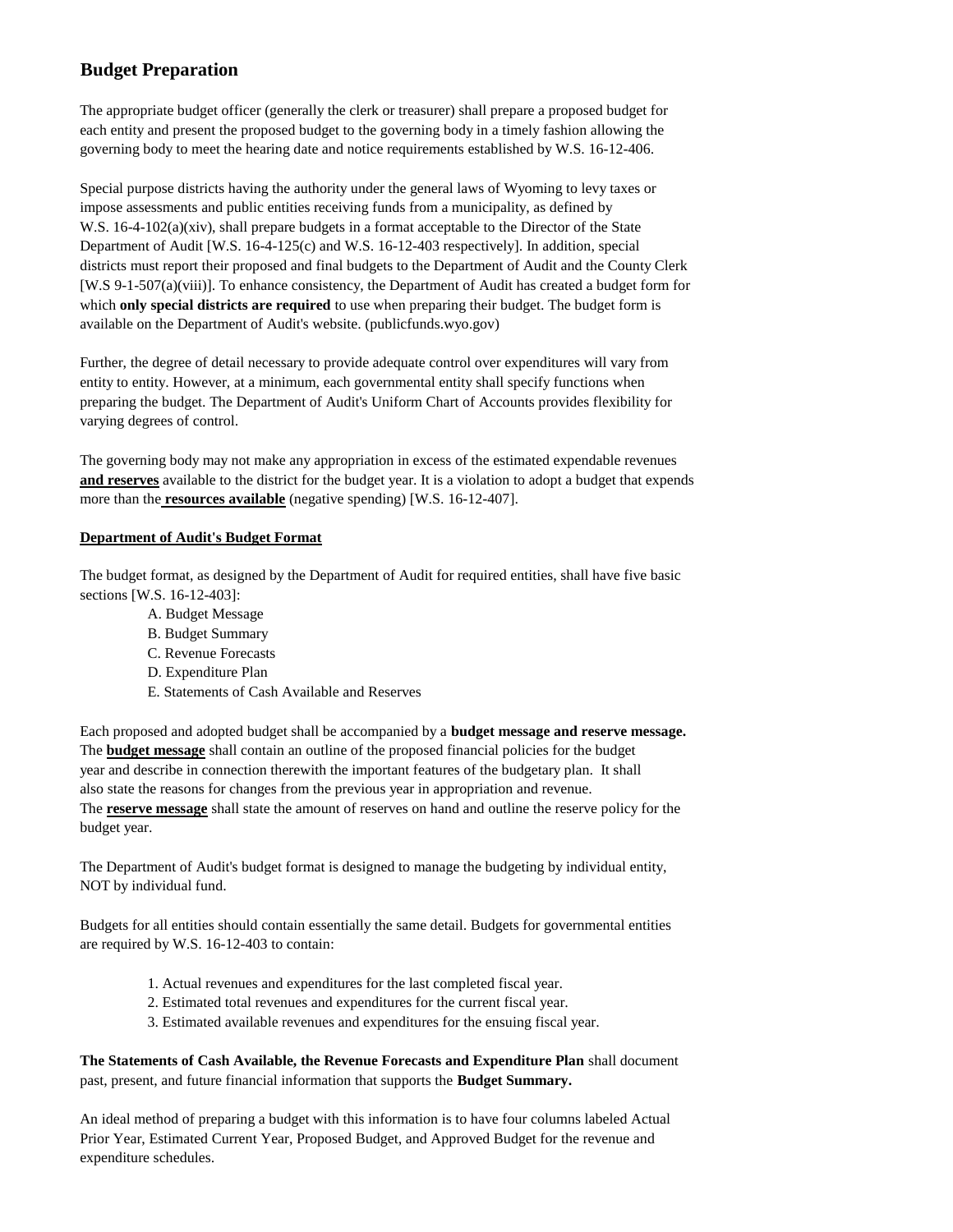## Budget Preparation

The appropriate budget officer (generally the clerk or treasurer) shall prepare a proposed budget for each entity and present the proposed budget to the governing body in a timely fashion allowing the governing body to meet the hearing date and notice requirements established by W.S. 16-12-406.

Special purpose districts having the authority under the general laws of Wyoming to levy taxes or impose assessments and public entities receiving funds from a municipality, as defined by W.S. 16-4-102(a)(xiv), shall prepare budgets in a format acceptable to the Director of the State Department of Audit [W.S. 16-4-125(c) and W.S. 16-12-403 respectively]. In addition, special districts must report their proposed and final budgets to the Department of Audit and the County Clerk [W.S 9-1-507(a)(viii)]. To enhance consistency, the Department of Audit has created a budget form for which **only special districts are required** to use when preparing their budget. The budget form is available on the Department of Audit's website. (publicfunds.wyo.gov)

Further, the degree of detail necessary to provide adequate control over expenditures will vary from entity to entity. However, at a minimum, each governmental entity shall specify functions when preparing the budget. The Department of Audit's Uniform Chart of Accounts provides flexibility for varying degrees of control.

The governing body may not make any appropriation in excess of the estimated expendable revenues **and reserves** available to the district for the budget year. It is a violation to adopt a budget that expends more than the **resources available** (negative spending) [W.S. 16-12-407].

**Department of Audit's Budget Format**

The budget format, as designed by the Department of Audit for required entities, shall have five basic sections [W.S. 16-12-403]:

A. Budget Message
B. Budget Summary
C. Revenue Forecasts
D. Expenditure Plan
E. Statements of Cash Available and Reserves

Each proposed and adopted budget shall be accompanied by a **budget message and reserve message.** The **budget message** shall contain an outline of the proposed financial policies for the budget year and describe in connection therewith the important features of the budgetary plan. It shall also state the reasons for changes from the previous year in appropriation and revenue. The **reserve message** shall state the amount of reserves on hand and outline the reserve policy for the budget year.

The Department of Audit's budget format is designed to manage the budgeting by individual entity, NOT by individual fund.

Budgets for all entities should contain essentially the same detail. Budgets for governmental entities are required by W.S. 16-12-403 to contain:

1. Actual revenues and expenditures for the last completed fiscal year.
2. Estimated total revenues and expenditures for the current fiscal year.
3. Estimated available revenues and expenditures for the ensuing fiscal year.

**The Statements of Cash Available, the Revenue Forecasts and Expenditure Plan** shall document past, present, and future financial information that supports the **Budget Summary.**

An ideal method of preparing a budget with this information is to have four columns labeled Actual Prior Year, Estimated Current Year, Proposed Budget, and Approved Budget for the revenue and expenditure schedules.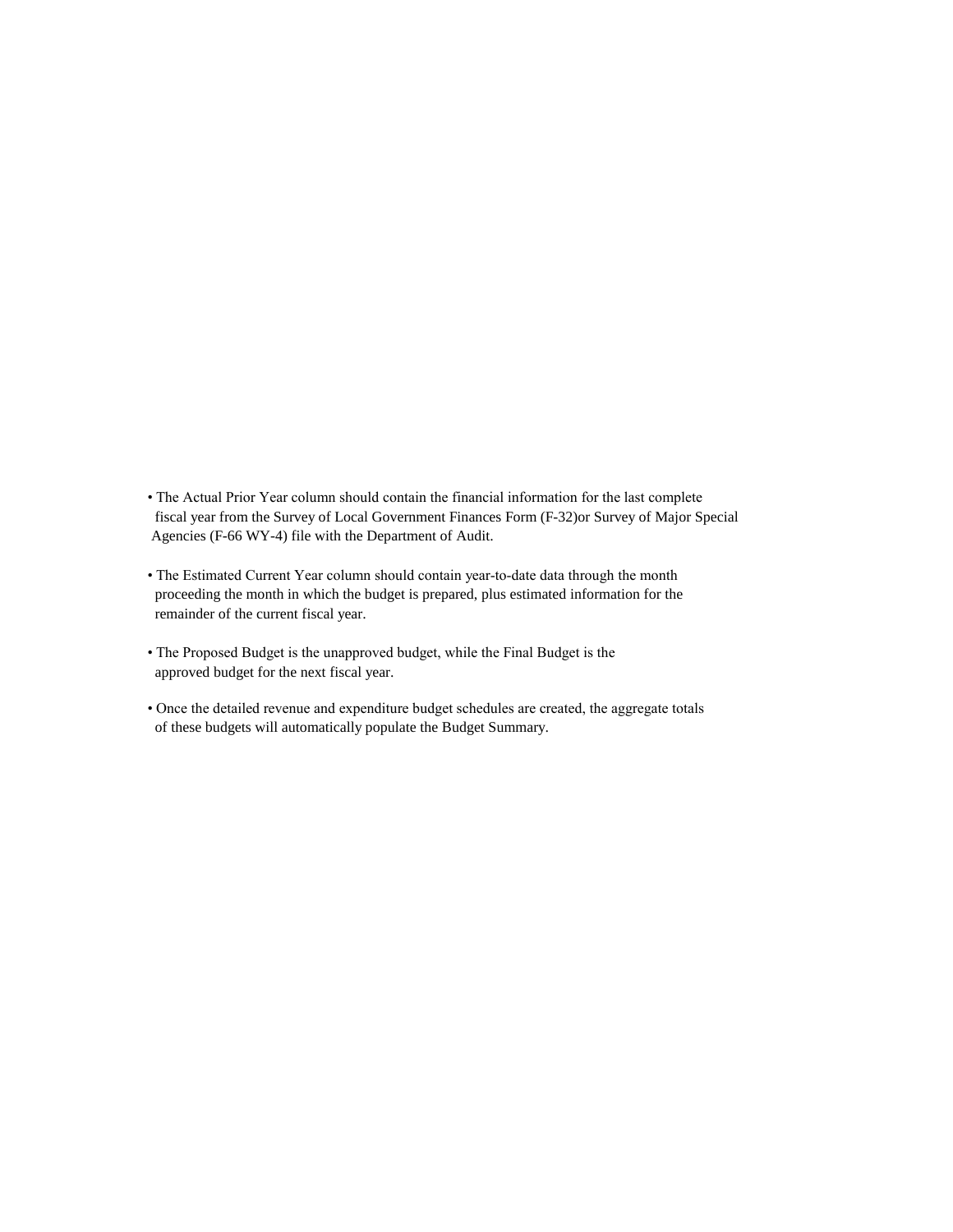- The Actual Prior Year column should contain the financial information for the last complete fiscal year from the Survey of Local Government Finances Form (F-32)or Survey of Major Special Agencies (F-66 WY-4) file with the Department of Audit.

- The Estimated Current Year column should contain year-to-date data through the month proceeding the month in which the budget is prepared, plus estimated information for the remainder of the current fiscal year.

- The Proposed Budget is the unapproved budget, while the Final Budget is the approved budget for the next fiscal year.

- Once the detailed revenue and expenditure budget schedules are created, the aggregate totals of these budgets will automatically populate the Budget Summary.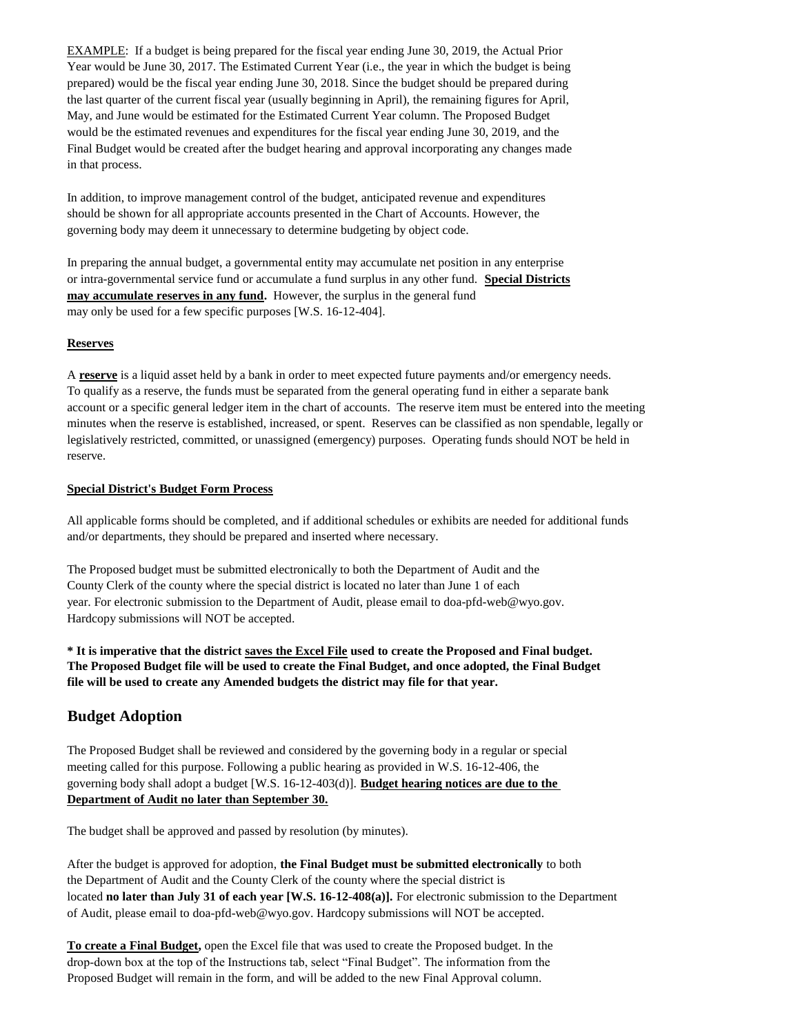<u>EXAMPLE</u>: If a budget is being prepared for the fiscal year ending June 30, 2019, the Actual Prior Year would be June 30, 2017. The Estimated Current Year (i.e., the year in which the budget is being prepared) would be the fiscal year ending June 30, 2018. Since the budget should be prepared during the last quarter of the current fiscal year (usually beginning in April), the remaining figures for April, May, and June would be estimated for the Estimated Current Year column. The Proposed Budget would be the estimated revenues and expenditures for the fiscal year ending June 30, 2019, and the Final Budget would be created after the budget hearing and approval incorporating any changes made in that process.

In addition, to improve management control of the budget, anticipated revenue and expenditures should be shown for all appropriate accounts presented in the Chart of Accounts. However, the governing body may deem it unnecessary to determine budgeting by object code.

In preparing the annual budget, a governmental entity may accumulate net position in any enterprise or intra-governmental service fund or accumulate a fund surplus in any other fund. **<u>Special Districts may accumulate reserves in any fund.</u>** However, the surplus in the general fund may only be used for a few specific purposes [W.S. 16-12-404].

**<u>Reserves</u>**

A **<u>reserve</u>** is a liquid asset held by a bank in order to meet expected future payments and/or emergency needs. To qualify as a reserve, the funds must be separated from the general operating fund in either a separate bank account or a specific general ledger item in the chart of accounts. The reserve item must be entered into the meeting minutes when the reserve is established, increased, or spent. Reserves can be classified as non spendable, legally or legislatively restricted, committed, or unassigned (emergency) purposes. Operating funds should NOT be held in reserve.

**<u>Special District's Budget Form Process</u>**

All applicable forms should be completed, and if additional schedules or exhibits are needed for additional funds and/or departments, they should be prepared and inserted where necessary.

The Proposed budget must be submitted electronically to both the Department of Audit and the County Clerk of the county where the special district is located no later than June 1 of each year. For electronic submission to the Department of Audit, please email to doa-pfd-web@wyo.gov. Hardcopy submissions will NOT be accepted.

**\* It is imperative that the district <u>saves the Excel File</u> used to create the Proposed and Final budget. The Proposed Budget file will be used to create the Final Budget, and once adopted, the Final Budget file will be used to create any Amended budgets the district may file for that year.**

## Budget Adoption

The Proposed Budget shall be reviewed and considered by the governing body in a regular or special meeting called for this purpose. Following a public hearing as provided in W.S. 16-12-406, the governing body shall adopt a budget [W.S. 16-12-403(d)]. **<u>Budget hearing notices are due to the Department of Audit no later than September 30.</u>**

The budget shall be approved and passed by resolution (by minutes).

After the budget is approved for adoption, **the Final Budget must be submitted electronically** to both the Department of Audit and the County Clerk of the county where the special district is located **no later than July 31 of each year [W.S. 16-12-408(a)].** For electronic submission to the Department of Audit, please email to doa-pfd-web@wyo.gov. Hardcopy submissions will NOT be accepted.

**<u>To create a Final Budget,</u>** open the Excel file that was used to create the Proposed budget. In the drop-down box at the top of the Instructions tab, select "Final Budget". The information from the Proposed Budget will remain in the form, and will be added to the new Final Approval column.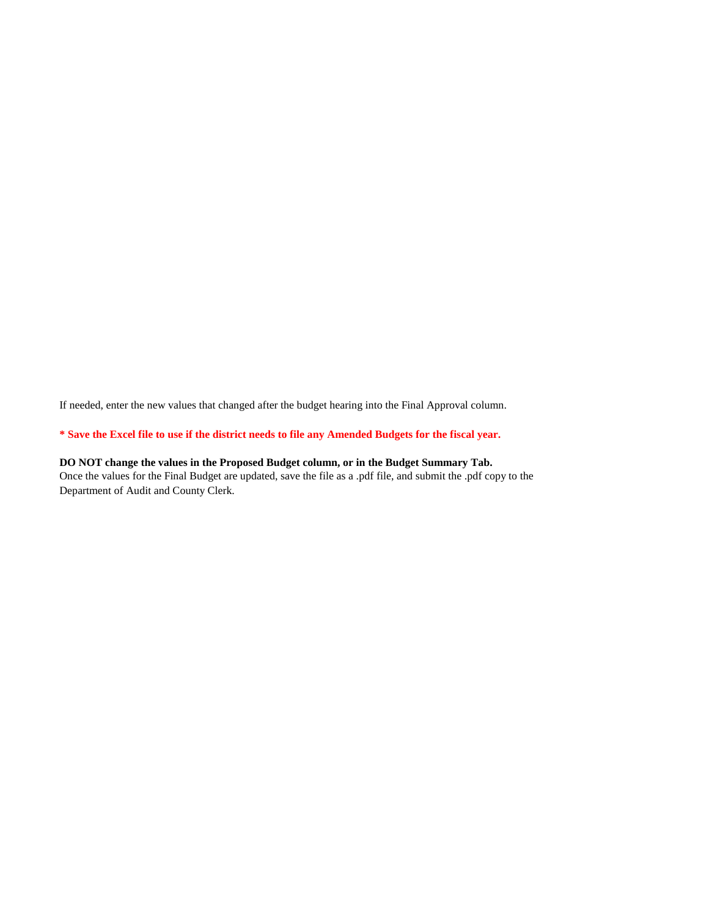If needed, enter the new values that changed after the budget hearing into the Final Approval column.

**\* Save the Excel file to use if the district needs to file any Amended Budgets for the fiscal year.**

**DO NOT change the values in the Proposed Budget column, or in the Budget Summary Tab.**
Once the values for the Final Budget are updated, save the file as a .pdf file, and submit the .pdf copy to the Department of Audit and County Clerk.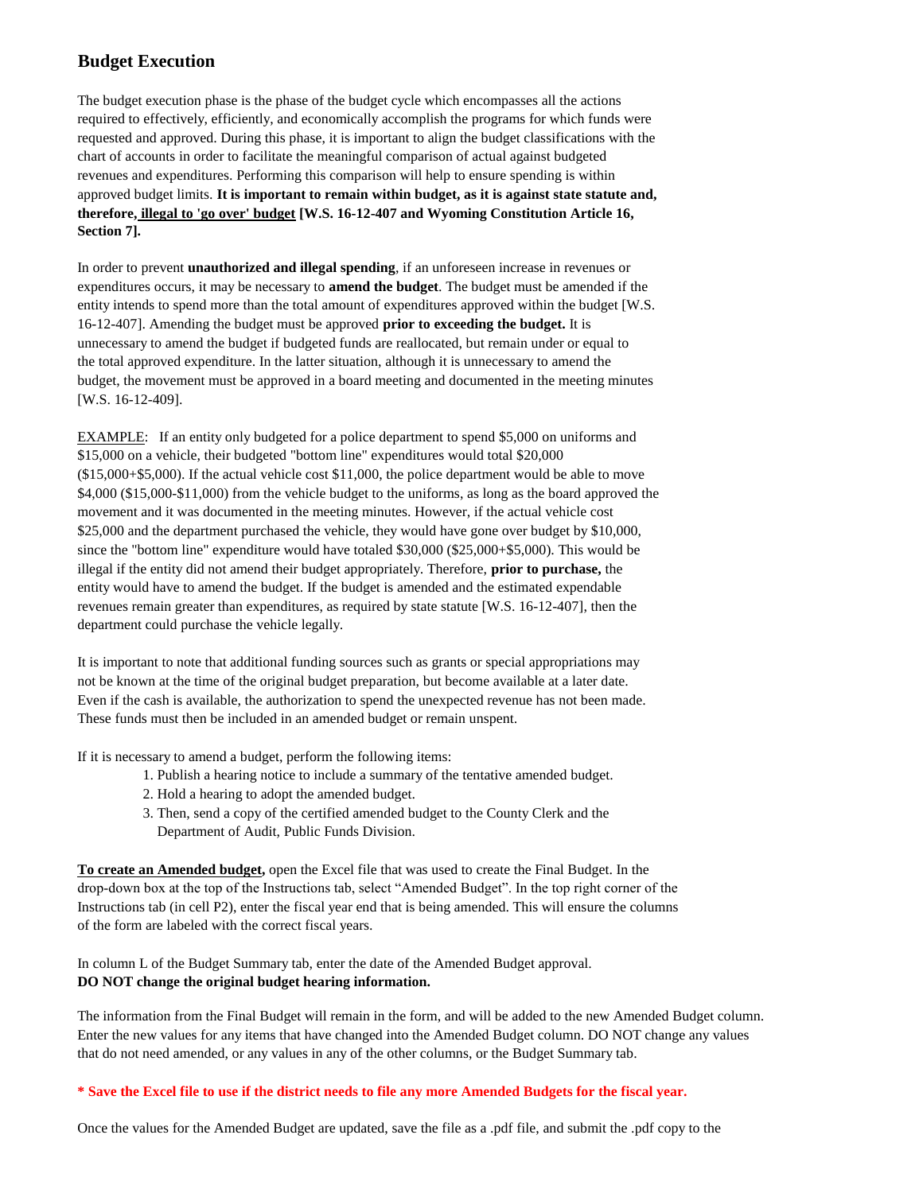## Budget Execution

The budget execution phase is the phase of the budget cycle which encompasses all the actions required to effectively, efficiently, and economically accomplish the programs for which funds were requested and approved. During this phase, it is important to align the budget classifications with the chart of accounts in order to facilitate the meaningful comparison of actual against budgeted revenues and expenditures. Performing this comparison will help to ensure spending is within approved budget limits. **It is important to remain within budget, as it is against state statute and, therefore, <u>illegal to 'go over' budget</u> [W.S. 16-12-407 and Wyoming Constitution Article 16, Section 7].**

In order to prevent **unauthorized and illegal spending**, if an unforeseen increase in revenues or expenditures occurs, it may be necessary to **amend the budget**. The budget must be amended if the entity intends to spend more than the total amount of expenditures approved within the budget [W.S. 16-12-407]. Amending the budget must be approved **prior to exceeding the budget.** It is unnecessary to amend the budget if budgeted funds are reallocated, but remain under or equal to the total approved expenditure. In the latter situation, although it is unnecessary to amend the budget, the movement must be approved in a board meeting and documented in the meeting minutes [W.S. 16-12-409].

<u>EXAMPLE</u>: If an entity only budgeted for a police department to spend $5,000 on uniforms and $15,000 on a vehicle, their budgeted "bottom line" expenditures would total $20,000 ($15,000+$5,000). If the actual vehicle cost $11,000, the police department would be able to move $4,000 ($15,000-$11,000) from the vehicle budget to the uniforms, as long as the board approved the movement and it was documented in the meeting minutes. However, if the actual vehicle cost $25,000 and the department purchased the vehicle, they would have gone over budget by $10,000, since the "bottom line" expenditure would have totaled $30,000 ($25,000+$5,000). This would be illegal if the entity did not amend their budget appropriately. Therefore, **prior to purchase,** the entity would have to amend the budget. If the budget is amended and the estimated expendable revenues remain greater than expenditures, as required by state statute [W.S. 16-12-407], then the department could purchase the vehicle legally.

It is important to note that additional funding sources such as grants or special appropriations may not be known at the time of the original budget preparation, but become available at a later date. Even if the cash is available, the authorization to spend the unexpected revenue has not been made. These funds must then be included in an amended budget or remain unspent.

If it is necessary to amend a budget, perform the following items:

1. Publish a hearing notice to include a summary of the tentative amended budget.
2. Hold a hearing to adopt the amended budget.
3. Then, send a copy of the certified amended budget to the County Clerk and the Department of Audit, Public Funds Division.

**<u>To create an Amended budget,</u>** open the Excel file that was used to create the Final Budget. In the drop-down box at the top of the Instructions tab, select "Amended Budget". In the top right corner of the Instructions tab (in cell P2), enter the fiscal year end that is being amended. This will ensure the columns of the form are labeled with the correct fiscal years.

In column L of the Budget Summary tab, enter the date of the Amended Budget approval.
**DO NOT change the original budget hearing information.**

The information from the Final Budget will remain in the form, and will be added to the new Amended Budget column. Enter the new values for any items that have changed into the Amended Budget column. DO NOT change any values that do not need amended, or any values in any of the other columns, or the Budget Summary tab.

**\* Save the Excel file to use if the district needs to file any more Amended Budgets for the fiscal year.**

Once the values for the Amended Budget are updated, save the file as a .pdf file, and submit the .pdf copy to the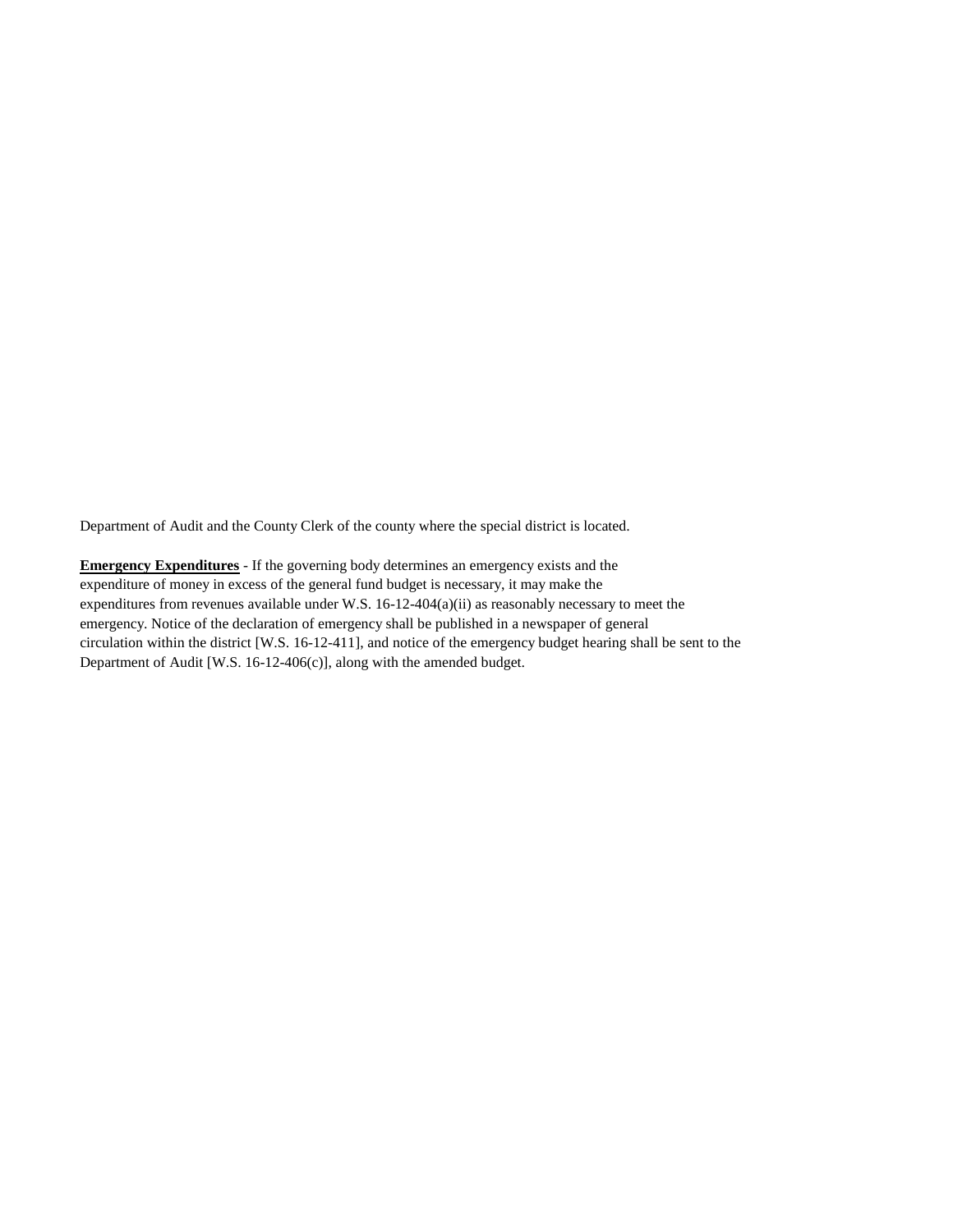Department of Audit and the County Clerk of the county where the special district is located.

**Emergency Expenditures** - If the governing body determines an emergency exists and the expenditure of money in excess of the general fund budget is necessary, it may make the expenditures from revenues available under W.S. 16-12-404(a)(ii) as reasonably necessary to meet the emergency. Notice of the declaration of emergency shall be published in a newspaper of general circulation within the district [W.S. 16-12-411], and notice of the emergency budget hearing shall be sent to the Department of Audit [W.S. 16-12-406(c)], along with the amended budget.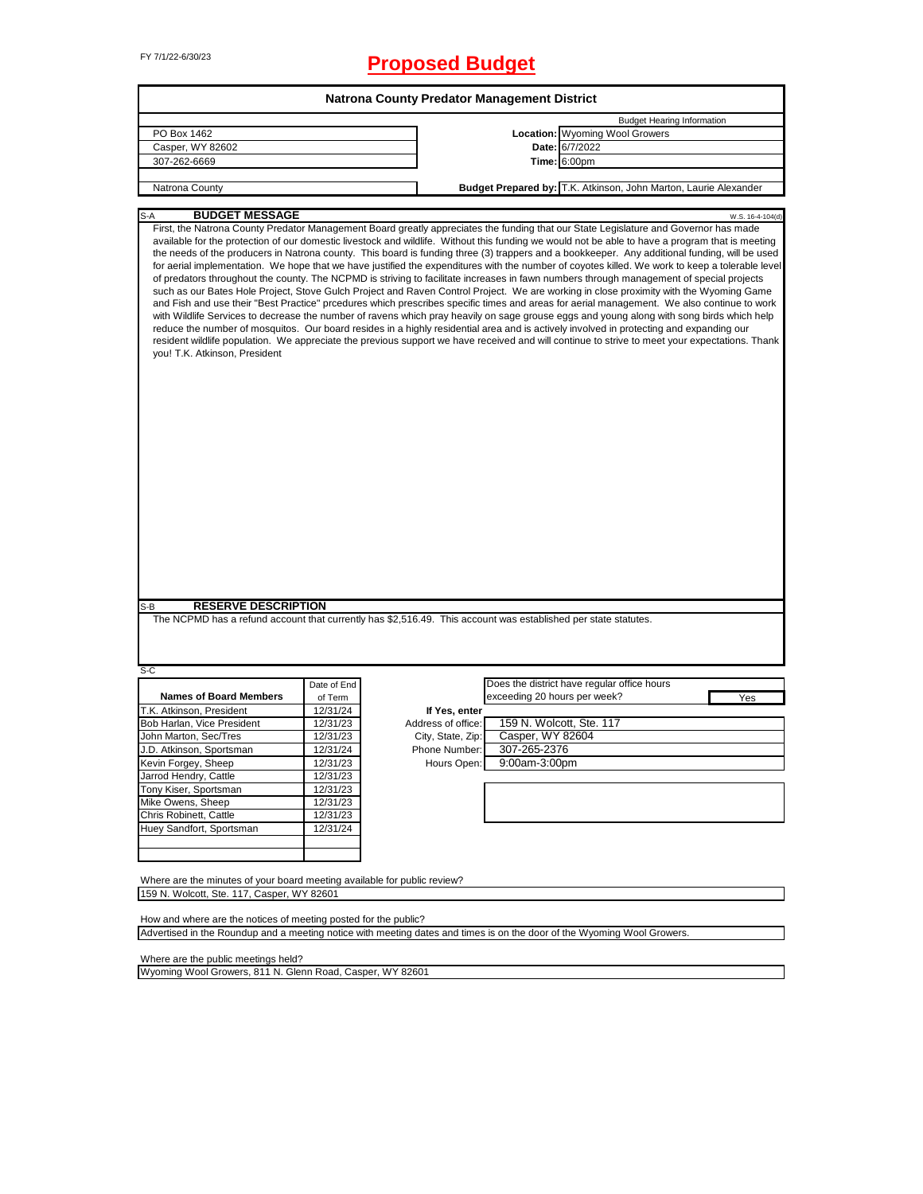FY 7/1/22-6/30/23

# Proposed Budget

## Natrona County Predator Management District

| | | |
|---|---|---|
| PO Box 1462 | | Budget Hearing Information |
| Casper, WY 82602 | **Location:** | Wyoming Wool Growers |
| 307-262-6669 | **Date:** | 6/7/2022 |
| | **Time:** | 6:00pm |
| Natrona County | **Budget Prepared by:** | T.K. Atkinson, John Marton, Laurie Alexander |

S-A **BUDGET MESSAGE** W.S. 16-4-104(d)

First, the Natrona County Predator Management Board greatly appreciates the funding that our State Legislature and Governor has made available for the protection of our domestic livestock and wildlife. Without this funding we would not be able to have a program that is meeting the needs of the producers in Natrona county. This board is funding three (3) trappers and a bookkeeper. Any additional funding, will be used for aerial implementation. We hope that we have justified the expenditures with the number of coyotes killed. We work to keep a tolerable level of predators throughout the county. The NCPMD is striving to facilitate increases in fawn numbers through management of special projects such as our Bates Hole Project, Stove Gulch Project and Raven Control Project. We are working in close proximity with the Wyoming Game and Fish and use their "Best Practice" prcedures which prescribes specific times and areas for aerial management. We also continue to work with Wildlife Services to decrease the number of ravens which pray heavily on sage grouse eggs and young along with song birds which help reduce the number of mosquitos. Our board resides in a highly residential area and is actively involved in protecting and expanding our resident wildlife population. We appreciate the previous support we have received and will continue to strive to meet your expectations. Thank you! T.K. Atkinson, President

S-B **RESERVE DESCRIPTION**

The NCPMD has a refund account that currently has $2,516.49. This account was established per state statutes.

S-C

| Names of Board Members | Date of End of Term |
|---|---|
| T.K. Atkinson, President | 12/31/24 |
| Bob Harlan, Vice President | 12/31/23 |
| John Marton, Sec/Tres | 12/31/23 |
| J.D. Atkinson, Sportsman | 12/31/24 |
| Kevin Forgey, Sheep | 12/31/23 |
| Jarrod Hendry, Cattle | 12/31/23 |
| Tony Kiser, Sportsman | 12/31/23 |
| Mike Owens, Sheep | 12/31/23 |
| Chris Robinett, Cattle | 12/31/23 |
| Huey Sandfort, Sportsman | 12/31/24 |

Does the district have regular office hours exceeding 20 hours per week? Yes

**If Yes, enter**

| | |
|---|---|
| Address of office: | 159 N. Wolcott, Ste. 117 |
| City, State, Zip: | Casper, WY 82604 |
| Phone Number: | 307-265-2376 |
| Hours Open: | 9:00am-3:00pm |

Where are the minutes of your board meeting available for public review?
159 N. Wolcott, Ste. 117, Casper, WY 82601

How and where are the notices of meeting posted for the public?
Advertised in the Roundup and a meeting notice with meeting dates and times is on the door of the Wyoming Wool Growers.

Where are the public meetings held?
Wyoming Wool Growers, 811 N. Glenn Road, Casper, WY 82601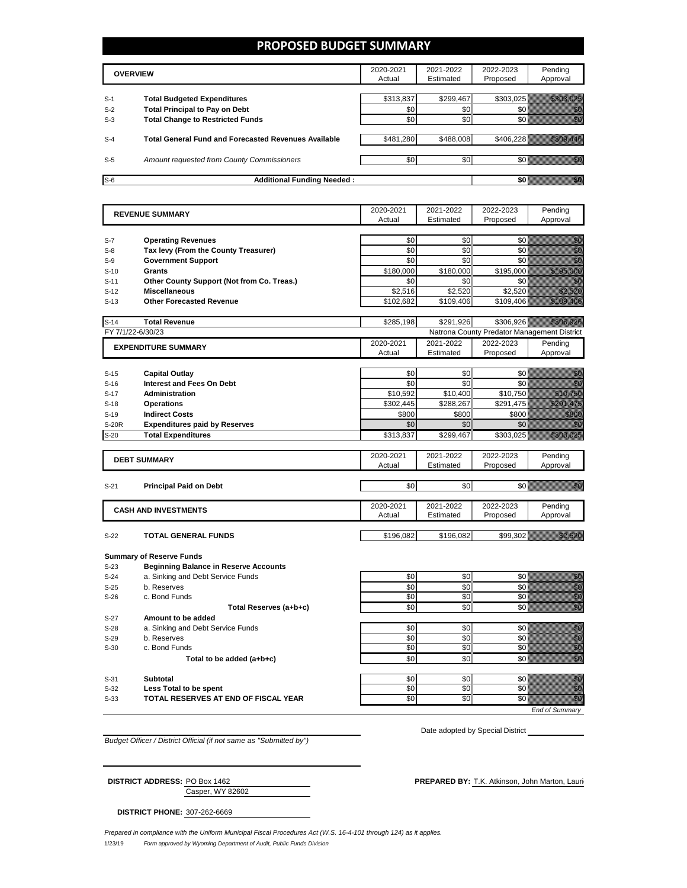# PROPOSED BUDGET SUMMARY

| | OVERVIEW | 2020-2021 Actual | 2021-2022 Estimated | 2022-2023 Proposed | Pending Approval |
|---|---|---|---|---|---|
| S-1 | **Total Budgeted Expenditures** | $313,837 | $299,467 | $303,025 | $303,025 |
| S-2 | **Total Principal to Pay on Debt** | $0 | $0 | $0 | $0 |
| S-3 | **Total Change to Restricted Funds** | $0 | $0 | $0 | $0 |
| S-4 | **Total General Fund and Forecasted Revenues Available** | $481,280 | $488,008 | $406,228 | $309,446 |
| S-5 | *Amount requested from County Commissioners* | $0 | $0 | $0 | $0 |
| S-6 | **Additional Funding Needed :** | | | **$0** | $0 |

| | REVENUE SUMMARY | 2020-2021 Actual | 2021-2022 Estimated | 2022-2023 Proposed | Pending Approval |
|---|---|---|---|---|---|
| S-7 | **Operating Revenues** | $0 | $0 | $0 | $0 |
| S-8 | **Tax levy (From the County Treasurer)** | $0 | $0 | $0 | $0 |
| S-9 | **Government Support** | $0 | $0 | $0 | $0 |
| S-10 | **Grants** | $180,000 | $180,000 | $195,000 | $195,000 |
| S-11 | **Other County Support (Not from Co. Treas.)** | $0 | $0 | $0 | $0 |
| S-12 | **Miscellaneous** | $2,516 | $2,520 | $2,520 | $2,520 |
| S-13 | **Other Forecasted Revenue** | $102,682 | $109,406 | $109,406 | $109,406 |
| S-14 | **Total Revenue** | $285,198 | $291,926 | $306,926 | $306,926 |

FY 7/1/22-6/30/23 — Natrona County Predator Management District

| | EXPENDITURE SUMMARY | 2020-2021 Actual | 2021-2022 Estimated | 2022-2023 Proposed | Pending Approval |
|---|---|---|---|---|---|
| S-15 | **Capital Outlay** | $0 | $0 | $0 | $0 |
| S-16 | **Interest and Fees On Debt** | $0 | $0 | $0 | $0 |
| S-17 | **Administration** | $10,592 | $10,400 | $10,750 | $10,750 |
| S-18 | **Operations** | $302,445 | $288,267 | $291,475 | $291,475 |
| S-19 | **Indirect Costs** | $800 | $800 | $800 | $800 |
| S-20R | **Expenditures paid by Reserves** | $0 | $0 | $0 | $0 |
| S-20 | **Total Expenditures** | $313,837 | $299,467 | $303,025 | $303,025 |

| | DEBT SUMMARY | 2020-2021 Actual | 2021-2022 Estimated | 2022-2023 Proposed | Pending Approval |
|---|---|---|---|---|---|
| S-21 | **Principal Paid on Debt** | $0 | $0 | $0 | $0 |

| | CASH AND INVESTMENTS | 2020-2021 Actual | 2021-2022 Estimated | 2022-2023 Proposed | Pending Approval |
|---|---|---|---|---|---|
| S-22 | **TOTAL GENERAL FUNDS** | $196,082 | $196,082 | $99,302 | $2,520 |
| | **Summary of Reserve Funds** | | | | |
| S-23 | **Beginning Balance in Reserve Accounts** | | | | |
| S-24 | a. Sinking and Debt Service Funds | $0 | $0 | $0 | $0 |
| S-25 | b. Reserves | $0 | $0 | $0 | $0 |
| S-26 | c. Bond Funds | $0 | $0 | $0 | $0 |
| | **Total Reserves (a+b+c)** | $0 | $0 | $0 | $0 |
| S-27 | **Amount to be added** | | | | |
| S-28 | a. Sinking and Debt Service Funds | $0 | $0 | $0 | $0 |
| S-29 | b. Reserves | $0 | $0 | $0 | $0 |
| S-30 | c. Bond Funds | $0 | $0 | $0 | $0 |
| | **Total to be added (a+b+c)** | $0 | $0 | $0 | $0 |
| S-31 | **Subtotal** | $0 | $0 | $0 | $0 |
| S-32 | **Less Total to be spent** | $0 | $0 | $0 | $0 |
| S-33 | **TOTAL RESERVES AT END OF FISCAL YEAR** | $0 | $0 | $0 | $0 |

*End of Summary*

Date adopted by Special District ____________

*Budget Officer / District Official (if not same as "Submitted by")*

**DISTRICT ADDRESS:** PO Box 1462
Casper, WY 82602

**PREPARED BY:** T.K. Atkinson, John Marton, Lauri

**DISTRICT PHONE:** 307-262-6669

*Prepared in compliance with the Uniform Municipal Fiscal Procedures Act (W.S. 16-4-101 through 124) as it applies.*

1/23/19 *Form approved by Wyoming Department of Audit, Public Funds Division*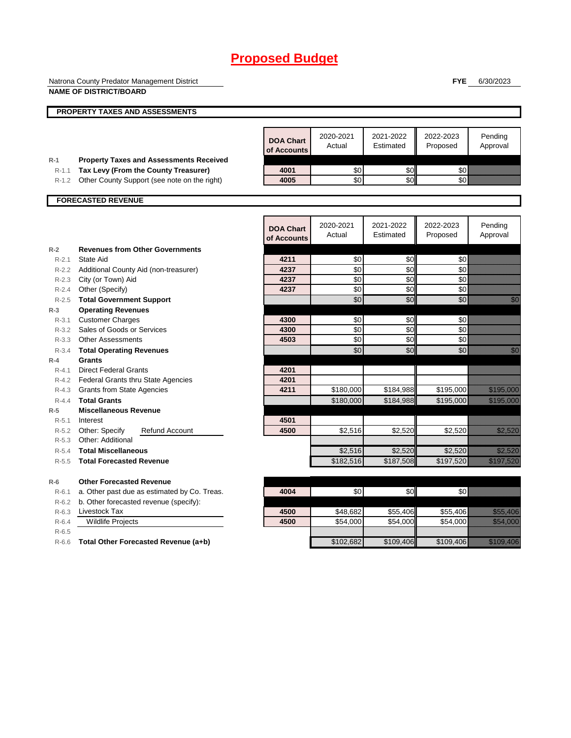# Proposed Budget

Natrona County Predator Management District
**NAME OF DISTRICT/BOARD**

**FYE** 6/30/2023

## PROPERTY TAXES AND ASSESSMENTS

| | | DOA Chart of Accounts | 2020-2021 Actual | 2021-2022 Estimated | 2022-2023 Proposed | Pending Approval |
|---|---|---|---|---|---|---|
| **R-1** | **Property Taxes and Assessments Received** | | | | | |
| R-1.1 | **Tax Levy (From the County Treasurer)** | 4001 | $0 | $0 | $0 | |
| R-1.2 | Other County Support (see note on the right) | 4005 | $0 | $0 | $0 | |

## FORECASTED REVENUE

| | | DOA Chart of Accounts | 2020-2021 Actual | 2021-2022 Estimated | 2022-2023 Proposed | Pending Approval |
|---|---|---|---|---|---|---|
| **R-2** | **Revenues from Other Governments** | | | | | |
| R-2.1 | State Aid | 4211 | $0 | $0 | $0 | |
| R-2.2 | Additional County Aid (non-treasurer) | 4237 | $0 | $0 | $0 | |
| R-2.3 | City (or Town) Aid | 4237 | $0 | $0 | $0 | |
| R-2.4 | Other (Specify) | 4237 | $0 | $0 | $0 | |
| R-2.5 | **Total Government Support** | | $0 | $0 | $0 | $0 |
| **R-3** | **Operating Revenues** | | | | | |
| R-3.1 | Customer Charges | 4300 | $0 | $0 | $0 | |
| R-3.2 | Sales of Goods or Services | 4300 | $0 | $0 | $0 | |
| R-3.3 | Other Assessments | 4503 | $0 | $0 | $0 | |
| R-3.4 | **Total Operating Revenues** | | $0 | $0 | $0 | $0 |
| **R-4** | **Grants** | | | | | |
| R-4.1 | Direct Federal Grants | 4201 | | | | |
| R-4.2 | Federal Grants thru State Agencies | 4201 | | | | |
| R-4.3 | Grants from State Agencies | 4211 | $180,000 | $184,988 | $195,000 | $195,000 |
| R-4.4 | **Total Grants** | | $180,000 | $184,988 | $195,000 | $195,000 |
| **R-5** | **Miscellaneous Revenue** | | | | | |
| R-5.1 | Interest | 4501 | | | | |
| R-5.2 | Other: Specify Refund Account | 4500 | $2,516 | $2,520 | $2,520 | $2,520 |
| R-5.3 | Other: Additional | | | | | |
| R-5.4 | **Total Miscellaneous** | | $2,516 | $2,520 | $2,520 | $2,520 |
| R-5.5 | **Total Forecasted Revenue** | | $182,516 | $187,508 | $197,520 | $197,520 |
| **R-6** | **Other Forecasted Revenue** | | | | | |
| R-6.1 | a. Other past due as estimated by Co. Treas. | 4004 | $0 | $0 | $0 | |
| R-6.2 | b. Other forecasted revenue (specify): | | | | | |
| R-6.3 | Livestock Tax | 4500 | $48,682 | $55,406 | $55,406 | $55,406 |
| R-6.4 | Wildlife Projects | 4500 | $54,000 | $54,000 | $54,000 | $54,000 |
| R-6.5 | | | | | | |
| R-6.6 | **Total Other Forecasted Revenue (a+b)** | | $102,682 | $109,406 | $109,406 | $109,406 |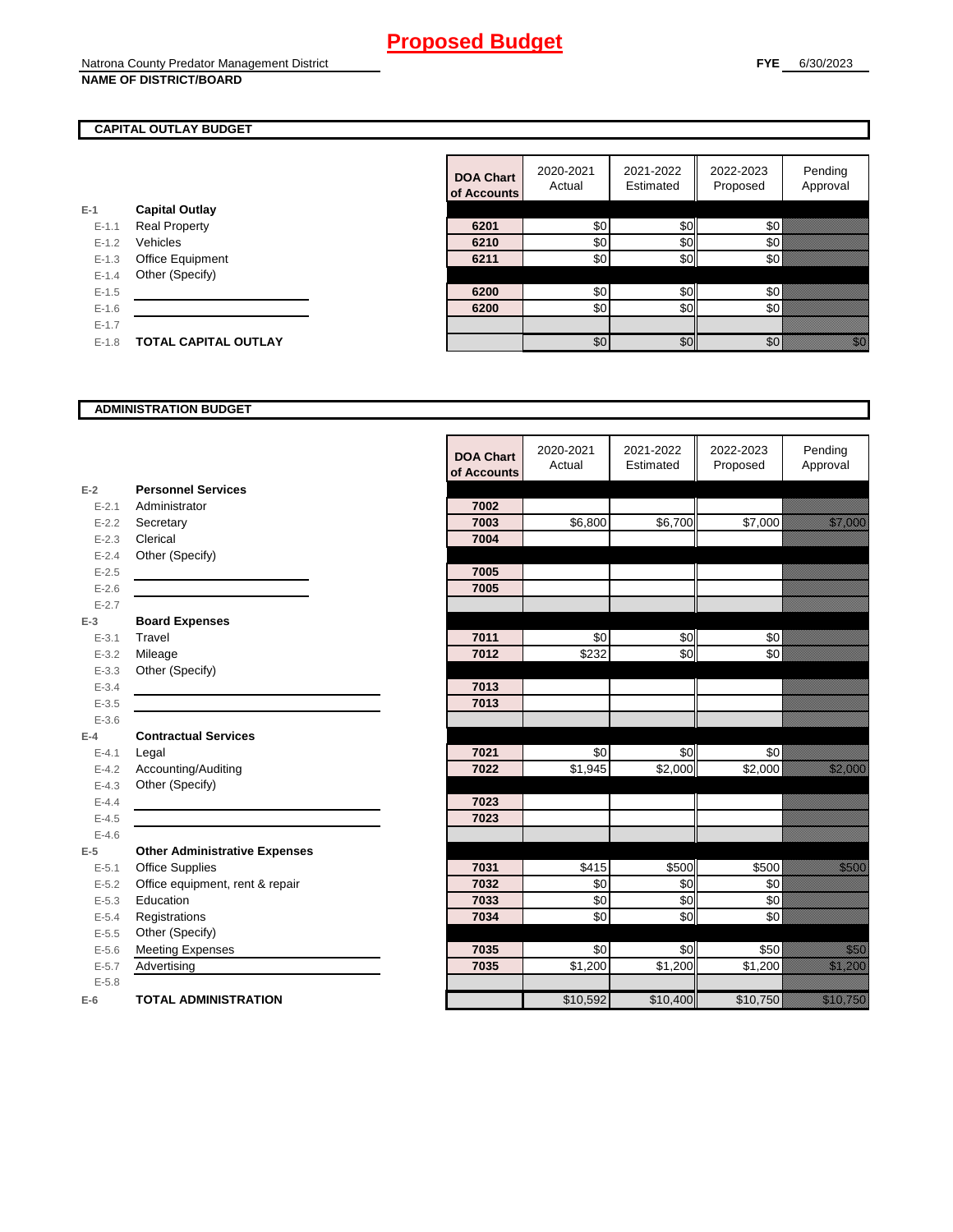# Proposed Budget

Natrona County Predator Management District
**NAME OF DISTRICT/BOARD**

**FYE** 6/30/2023

## CAPITAL OUTLAY BUDGET

| | | DOA Chart of Accounts | 2020-2021 Actual | 2021-2022 Estimated | 2022-2023 Proposed | Pending Approval |
|---|---|---|---|---|---|---|
| E-1 | **Capital Outlay** | | | | | |
| E-1.1 | Real Property | 6201 | $0 | $0 | $0 | |
| E-1.2 | Vehicles | 6210 | $0 | $0 | $0 | |
| E-1.3 | Office Equipment | 6211 | $0 | $0 | $0 | |
| E-1.4 | Other (Specify) | | | | | |
| E-1.5 | | 6200 | $0 | $0 | $0 | |
| E-1.6 | | 6200 | $0 | $0 | $0 | |
| E-1.7 | | | | | | |
| E-1.8 | **TOTAL CAPITAL OUTLAY** | | $0 | $0 | $0 | $0 |

## ADMINISTRATION BUDGET

| | | DOA Chart of Accounts | 2020-2021 Actual | 2021-2022 Estimated | 2022-2023 Proposed | Pending Approval |
|---|---|---|---|---|---|---|
| E-2 | **Personnel Services** | | | | | |
| E-2.1 | Administrator | 7002 | | | | |
| E-2.2 | Secretary | 7003 | $6,800 | $6,700 | $7,000 | $7,000 |
| E-2.3 | Clerical | 7004 | | | | |
| E-2.4 | Other (Specify) | | | | | |
| E-2.5 | | 7005 | | | | |
| E-2.6 | | 7005 | | | | |
| E-2.7 | | | | | | |
| E-3 | **Board Expenses** | | | | | |
| E-3.1 | Travel | 7011 | $0 | $0 | $0 | |
| E-3.2 | Mileage | 7012 | $232 | $0 | $0 | |
| E-3.3 | Other (Specify) | | | | | |
| E-3.4 | | 7013 | | | | |
| E-3.5 | | 7013 | | | | |
| E-3.6 | | | | | | |
| E-4 | **Contractual Services** | | | | | |
| E-4.1 | Legal | 7021 | $0 | $0 | $0 | |
| E-4.2 | Accounting/Auditing | 7022 | $1,945 | $2,000 | $2,000 | $2,000 |
| E-4.3 | Other (Specify) | | | | | |
| E-4.4 | | 7023 | | | | |
| E-4.5 | | 7023 | | | | |
| E-4.6 | | | | | | |
| E-5 | **Other Administrative Expenses** | | | | | |
| E-5.1 | Office Supplies | 7031 | $415 | $500 | $500 | $500 |
| E-5.2 | Office equipment, rent & repair | 7032 | $0 | $0 | $0 | |
| E-5.3 | Education | 7033 | $0 | $0 | $0 | |
| E-5.4 | Registrations | 7034 | $0 | $0 | $0 | |
| E-5.5 | Other (Specify) | | | | | |
| E-5.6 | Meeting Expenses | 7035 | $0 | $0 | $50 | $50 |
| E-5.7 | Advertising | 7035 | $1,200 | $1,200 | $1,200 | $1,200 |
| E-5.8 | | | | | | |
| E-6 | **TOTAL ADMINISTRATION** | | $10,592 | $10,400 | $10,750 | $10,750 |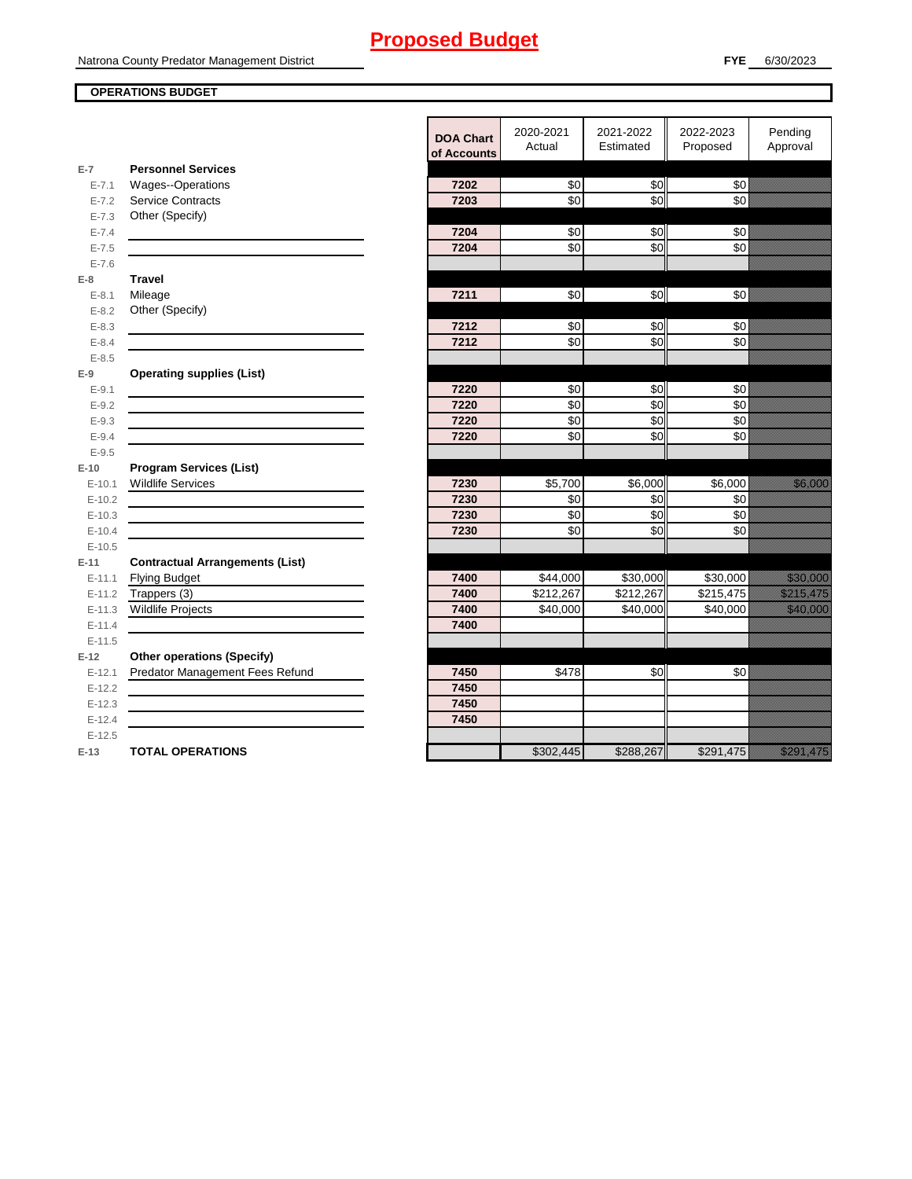# Proposed Budget

Natrona County Predator Management District

**FYE** 6/30/2023

**OPERATIONS BUDGET**

| | | DOA Chart of Accounts | 2020-2021 Actual | 2021-2022 Estimated | 2022-2023 Proposed | Pending Approval |
|---|---|---|---|---|---|---|
| **E-7** | **Personnel Services** | | | | | |
| E-7.1 | Wages--Operations | 7202 | $0 | $0 | $0 | |
| E-7.2 | Service Contracts | 7203 | $0 | $0 | $0 | |
| E-7.3 | Other (Specify) | | | | | |
| E-7.4 | | 7204 | $0 | $0 | $0 | |
| E-7.5 | | 7204 | $0 | $0 | $0 | |
| E-7.6 | | | | | | |
| **E-8** | **Travel** | | | | | |
| E-8.1 | Mileage | 7211 | $0 | $0 | $0 | |
| E-8.2 | Other (Specify) | | | | | |
| E-8.3 | | 7212 | $0 | $0 | $0 | |
| E-8.4 | | 7212 | $0 | $0 | $0 | |
| E-8.5 | | | | | | |
| **E-9** | **Operating supplies (List)** | | | | | |
| E-9.1 | | 7220 | $0 | $0 | $0 | |
| E-9.2 | | 7220 | $0 | $0 | $0 | |
| E-9.3 | | 7220 | $0 | $0 | $0 | |
| E-9.4 | | 7220 | $0 | $0 | $0 | |
| E-9.5 | | | | | | |
| **E-10** | **Program Services (List)** | | | | | |
| E-10.1 | Wildlife Services | 7230 | $5,700 | $6,000 | $6,000 | $6,000 |
| E-10.2 | | 7230 | $0 | $0 | $0 | |
| E-10.3 | | 7230 | $0 | $0 | $0 | |
| E-10.4 | | 7230 | $0 | $0 | $0 | |
| E-10.5 | | | | | | |
| **E-11** | **Contractual Arrangements (List)** | | | | | |
| E-11.1 | Flying Budget | 7400 | $44,000 | $30,000 | $30,000 | $30,000 |
| E-11.2 | Trappers (3) | 7400 | $212,267 | $212,267 | $215,475 | $215,475 |
| E-11.3 | Wildlife Projects | 7400 | $40,000 | $40,000 | $40,000 | $40,000 |
| E-11.4 | | 7400 | | | | |
| E-11.5 | | | | | | |
| **E-12** | **Other operations (Specify)** | | | | | |
| E-12.1 | Predator Management Fees Refund | 7450 | $478 | $0 | $0 | |
| E-12.2 | | 7450 | | | | |
| E-12.3 | | 7450 | | | | |
| E-12.4 | | 7450 | | | | |
| E-12.5 | | | | | | |
| **E-13** | **TOTAL OPERATIONS** | | $302,445 | $288,267 | $291,475 | $291,475 |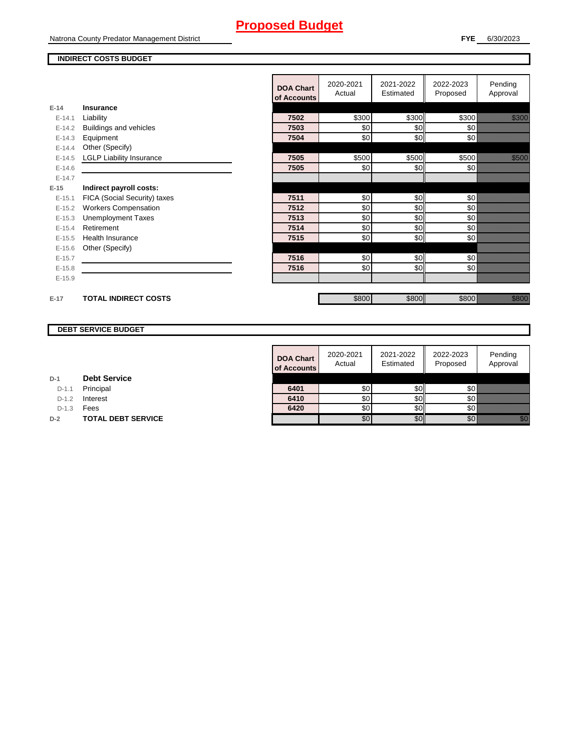# Proposed Budget

Natrona County Predator Management District

**FYE** 6/30/2023

**INDIRECT COSTS BUDGET**

| | | DOA Chart of Accounts | 2020-2021 Actual | 2021-2022 Estimated | 2022-2023 Proposed | Pending Approval |
|---|---|---|---|---|---|---|
| **E-14** | **Insurance** | | | | | |
| E-14.1 | Liability | 7502 | $300 | $300 | $300 | $300 |
| E-14.2 | Buildings and vehicles | 7503 | $0 | $0 | $0 | |
| E-14.3 | Equipment | 7504 | $0 | $0 | $0 | |
| E-14.4 | Other (Specify) | | | | | |
| E-14.5 | LGLP Liability Insurance | 7505 | $500 | $500 | $500 | $500 |
| E-14.6 | | 7505 | $0 | $0 | $0 | |
| E-14.7 | | | | | | |
| **E-15** | **Indirect payroll costs:** | | | | | |
| E-15.1 | FICA (Social Security) taxes | 7511 | $0 | $0 | $0 | |
| E-15.2 | Workers Compensation | 7512 | $0 | $0 | $0 | |
| E-15.3 | Unemployment Taxes | 7513 | $0 | $0 | $0 | |
| E-15.4 | Retirement | 7514 | $0 | $0 | $0 | |
| E-15.5 | Health Insurance | 7515 | $0 | $0 | $0 | |
| E-15.6 | Other (Specify) | | | | | |
| E-15.7 | | 7516 | $0 | $0 | $0 | |
| E-15.8 | | 7516 | $0 | $0 | $0 | |
| E-15.9 | | | | | | |
| **E-17** | **TOTAL INDIRECT COSTS** | | $800 | $800 | $800 | $800 |

**DEBT SERVICE BUDGET**

| | | DOA Chart of Accounts | 2020-2021 Actual | 2021-2022 Estimated | 2022-2023 Proposed | Pending Approval |
|---|---|---|---|---|---|---|
| **D-1** | **Debt Service** | | | | | |
| D-1.1 | Principal | 6401 | $0 | $0 | $0 | |
| D-1.2 | Interest | 6410 | $0 | $0 | $0 | |
| D-1.3 | Fees | 6420 | $0 | $0 | $0 | |
| **D-2** | **TOTAL DEBT SERVICE** | | $0 | $0 | $0 | $0 |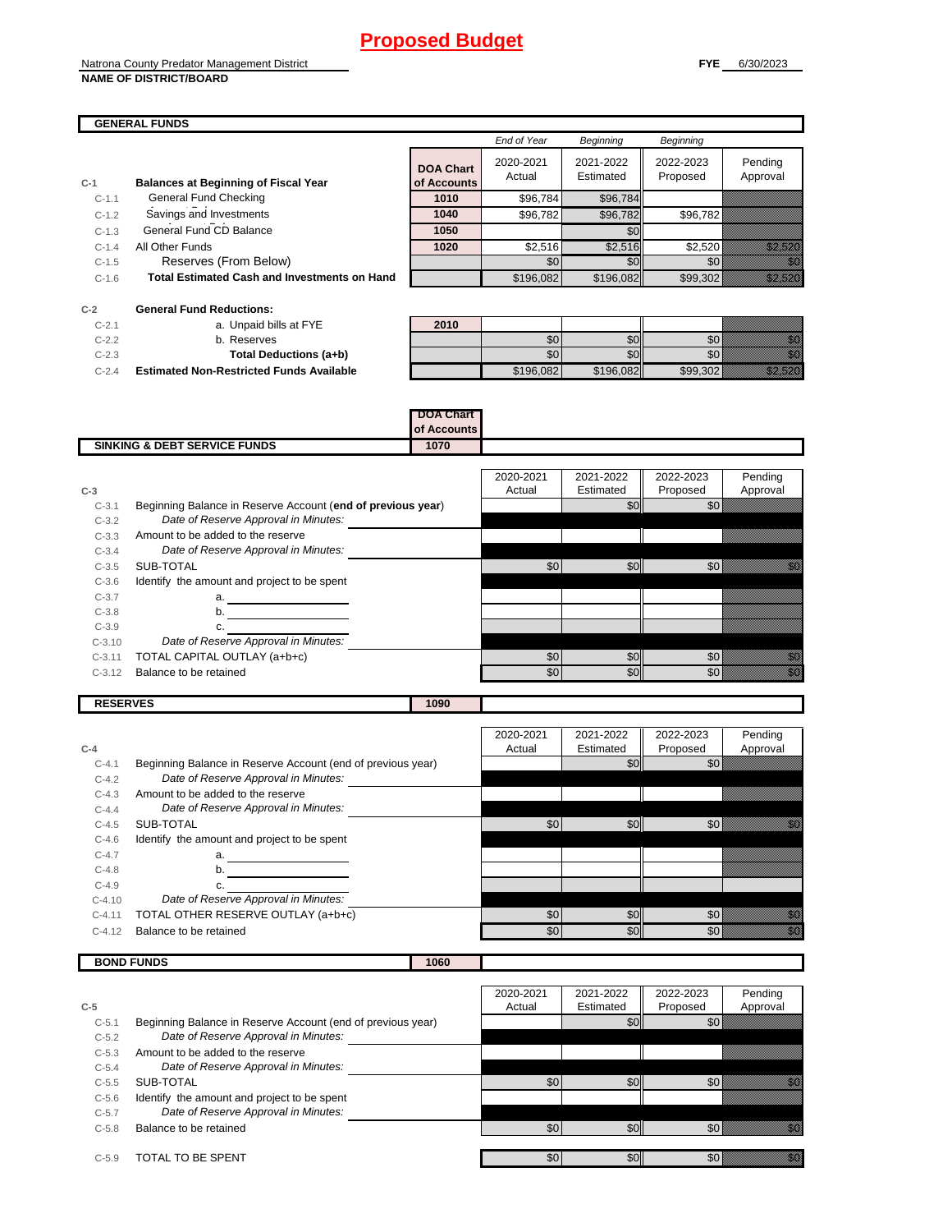# Proposed Budget

Natrona County Predator Management District
**NAME OF DISTRICT/BOARD**

**FYE** 6/30/2023

## GENERAL FUNDS

| | | DOA Chart of Accounts | *End of Year* 2020-2021 Actual | *Beginning* 2021-2022 Estimated | *Beginning* 2022-2023 Proposed | Pending Approval |
|---|---|---|---|---|---|---|
| **C-1** | **Balances at Beginning of Fiscal Year** | | | | | |
| C-1.1 | General Fund Checking | **1010** | $96,784 | $96,784 | | |
| C-1.2 | Savings and Investments | **1040** | $96,782 | $96,782 | $96,782 | |
| C-1.3 | General Fund CD Balance | **1050** | | $0 | | |
| C-1.4 | All Other Funds | **1020** | $2,516 | $2,516 | $2,520 | $2,520 |
| C-1.5 | Reserves (From Below) | | $0 | $0 | $0 | $0 |
| C-1.6 | **Total Estimated Cash and Investments on Hand** | | $196,082 | $196,082 | $99,302 | $2,520 |
| **C-2** | **General Fund Reductions:** | | | | | |
| C-2.1 | a. Unpaid bills at FYE | **2010** | | | | |
| C-2.2 | b. Reserves | | $0 | $0 | $0 | $0 |
| C-2.3 | **Total Deductions (a+b)** | | $0 | $0 | $0 | $0 |
| C-2.4 | **Estimated Non-Restricted Funds Available** | | $196,082 | $196,082 | $99,302 | $2,520 |

## SINKING & DEBT SERVICE FUNDS — DOA Chart of Accounts 1070

| **C-3** | | 2020-2021 Actual | 2021-2022 Estimated | 2022-2023 Proposed | Pending Approval |
|---|---|---|---|---|---|
| C-3.1 | Beginning Balance in Reserve Account (**end of previous year**) | | $0 | $0 | |
| C-3.2 | *Date of Reserve Approval in Minutes:* | | | | |
| C-3.3 | Amount to be added to the reserve | | | | |
| C-3.4 | *Date of Reserve Approval in Minutes:* | | | | |
| C-3.5 | SUB-TOTAL | $0 | $0 | $0 | $0 |
| C-3.6 | Identify the amount and project to be spent | | | | |
| C-3.7 | a. | | | | |
| C-3.8 | b. | | | | |
| C-3.9 | c. | | | | |
| C-3.10 | *Date of Reserve Approval in Minutes:* | | | | |
| C-3.11 | TOTAL CAPITAL OUTLAY (a+b+c) | $0 | $0 | $0 | $0 |
| C-3.12 | Balance to be retained | $0 | $0 | $0 | $0 |

## RESERVES — 1090

| **C-4** | | 2020-2021 Actual | 2021-2022 Estimated | 2022-2023 Proposed | Pending Approval |
|---|---|---|---|---|---|
| C-4.1 | Beginning Balance in Reserve Account (end of previous year) | | $0 | $0 | |
| C-4.2 | *Date of Reserve Approval in Minutes:* | | | | |
| C-4.3 | Amount to be added to the reserve | | | | |
| C-4.4 | *Date of Reserve Approval in Minutes:* | | | | |
| C-4.5 | SUB-TOTAL | $0 | $0 | $0 | $0 |
| C-4.6 | Identify the amount and project to be spent | | | | |
| C-4.7 | a. | | | | |
| C-4.8 | b. | | | | |
| C-4.9 | c. | | | | |
| C-4.10 | *Date of Reserve Approval in Minutes:* | | | | |
| C-4.11 | TOTAL OTHER RESERVE OUTLAY (a+b+c) | $0 | $0 | $0 | $0 |
| C-4.12 | Balance to be retained | $0 | $0 | $0 | $0 |

## BOND FUNDS — 1060

| **C-5** | | 2020-2021 Actual | 2021-2022 Estimated | 2022-2023 Proposed | Pending Approval |
|---|---|---|---|---|---|
| C-5.1 | Beginning Balance in Reserve Account (end of previous year) | | $0 | $0 | |
| C-5.2 | *Date of Reserve Approval in Minutes:* | | | | |
| C-5.3 | Amount to be added to the reserve | | | | |
| C-5.4 | *Date of Reserve Approval in Minutes:* | | | | |
| C-5.5 | SUB-TOTAL | $0 | $0 | $0 | $0 |
| C-5.6 | Identify the amount and project to be spent | | | | |
| C-5.7 | *Date of Reserve Approval in Minutes:* | | | | |
| C-5.8 | Balance to be retained | $0 | $0 | $0 | $0 |
| C-5.9 | TOTAL TO BE SPENT | $0 | $0 | $0 | $0 |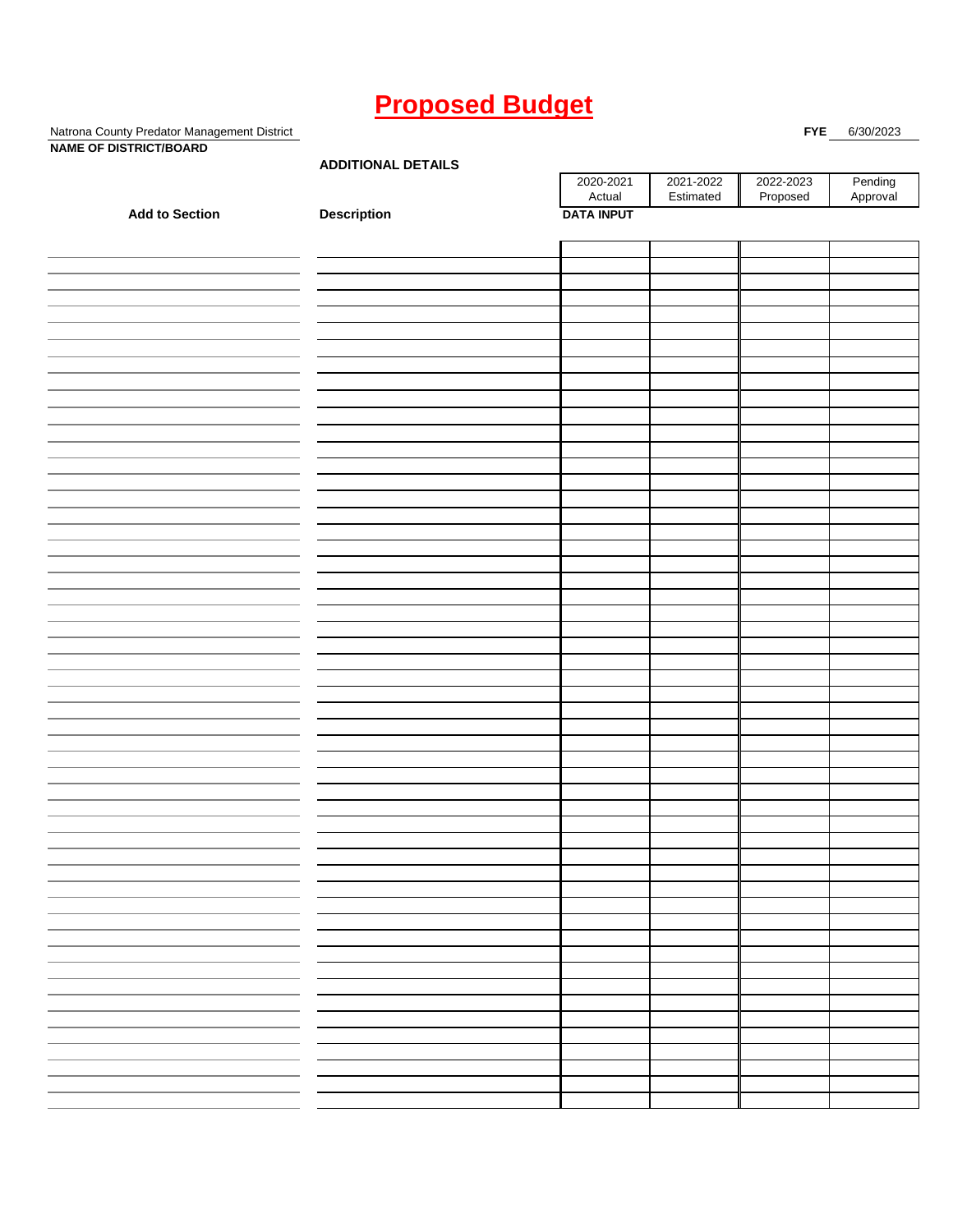# Proposed Budget

Natrona County Predator Management District
**NAME OF DISTRICT/BOARD**

**FYE** 6/30/2023

**ADDITIONAL DETAILS**

| Add to Section | Description | 2020-2021 Actual | 2021-2022 Estimated | 2022-2023 Proposed | Pending Approval |
|---|---|---|---|---|---|
| | | **DATA INPUT** | | | |
| | | | | | |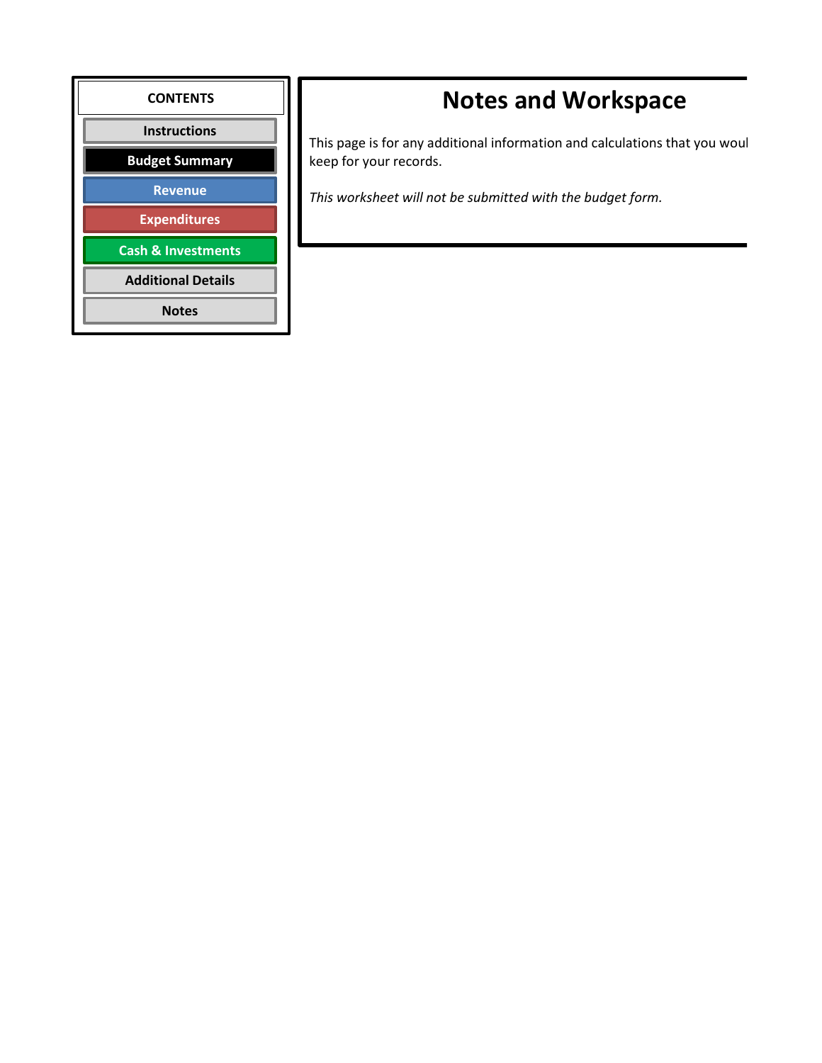**CONTENTS**

- Instructions
- Budget Summary
- Revenue
- Expenditures
- Cash & Investments
- Additional Details
- Notes

# Notes and Workspace

This page is for any additional information and calculations that you woul keep for your records.

*This worksheet will not be submitted with the budget form.*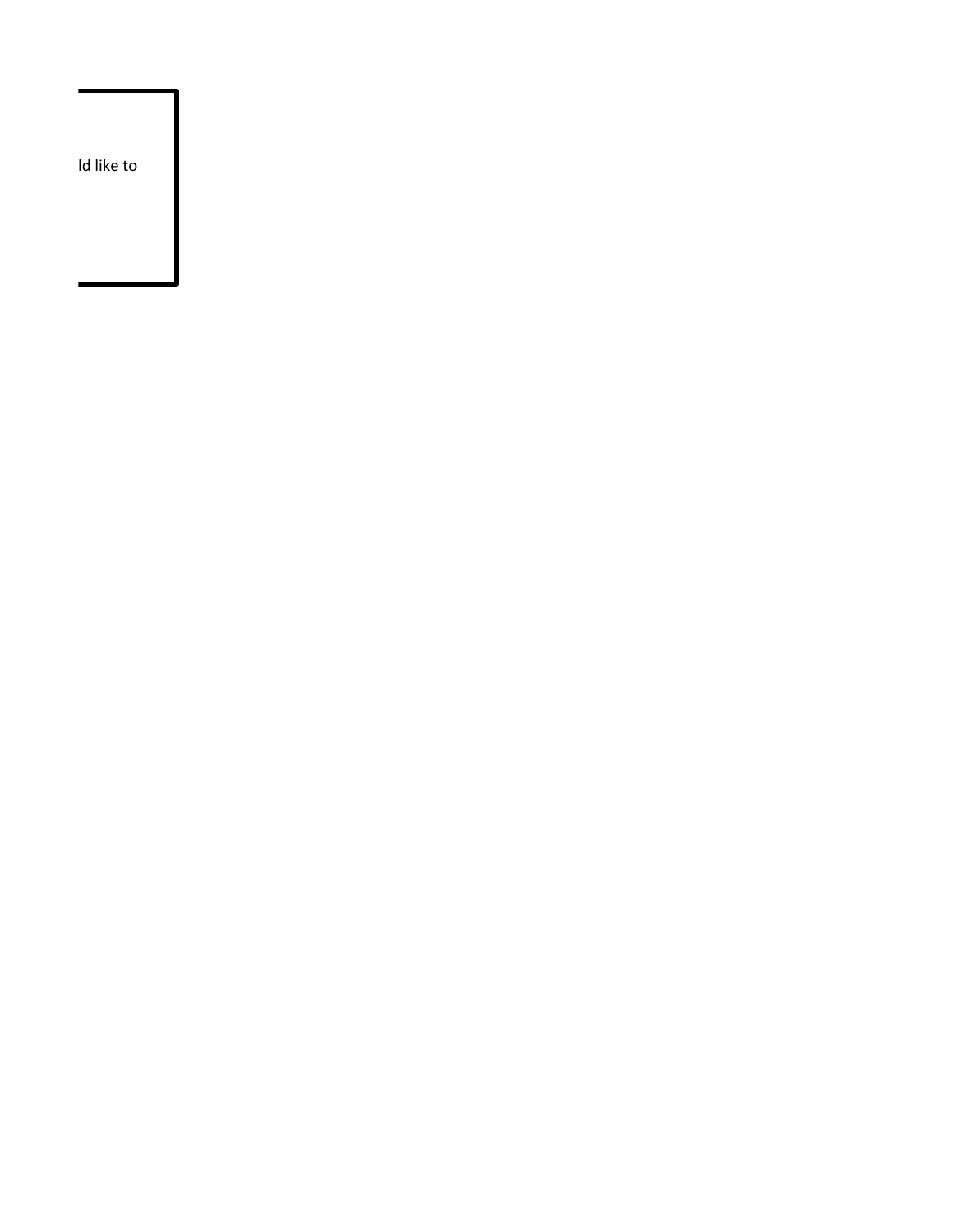ld like to